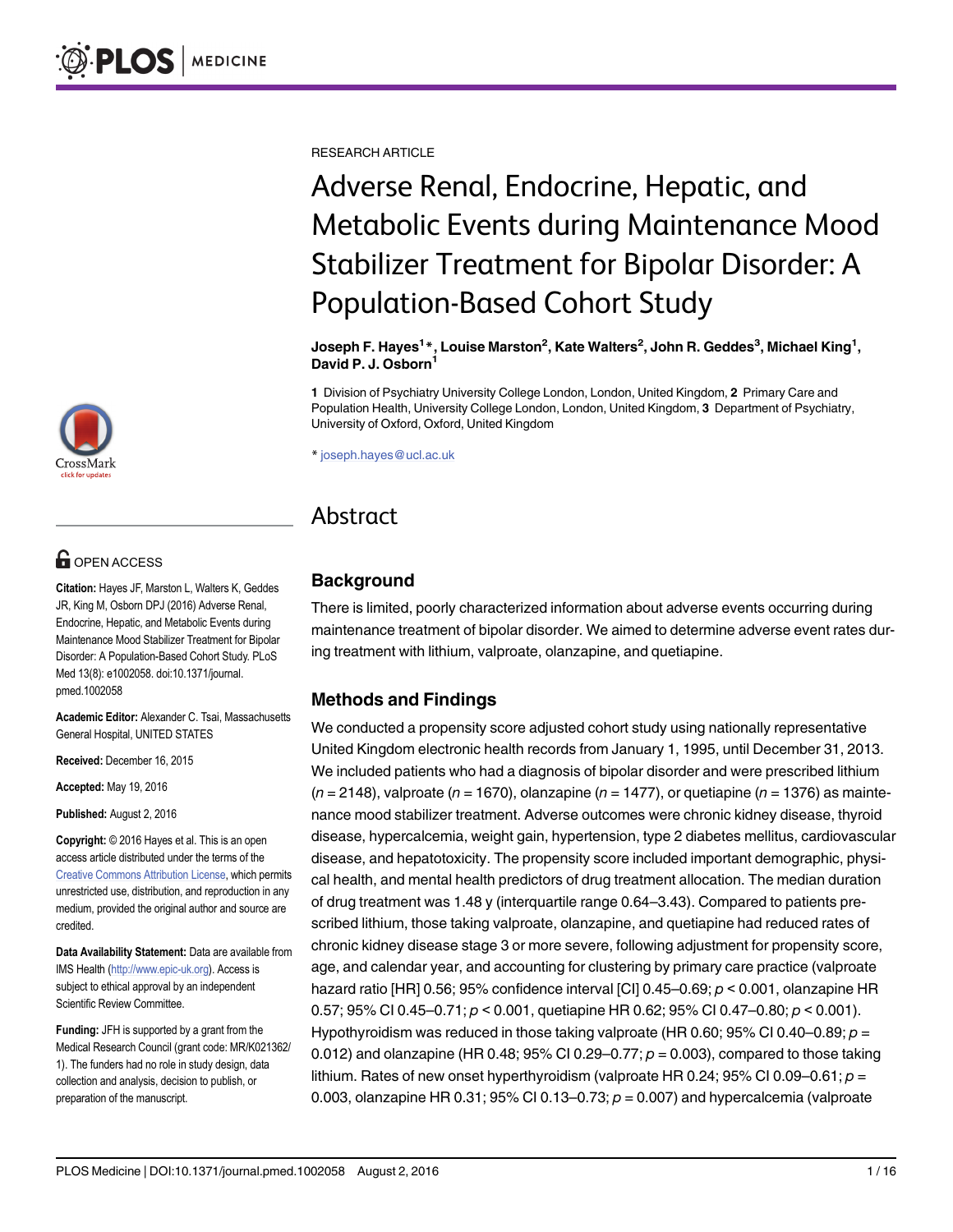RESEARCH ARTICLE

# Adverse Renal, Endocrine, Hepatic, and Metabolic Events during Maintenance Mood Stabilizer Treatment for Bipolar Disorder: A Population-Based Cohort Study

**Joseph F. Hayes[1]*, Louise Marston[2], Kate Walters[2], John R. Geddes[3], Michael King[1], David P. J. Osborn[1]**

**1** Division of Psychiatry University College London, London, United Kingdom, **2** Primary Care and Population Health, University College London, London, United Kingdom, **3** Department of Psychiatry, University of Oxford, Oxford, United Kingdom

* joseph.hayes@ucl.ac.uk

OPEN ACCESS

**Citation:** Hayes JF, Marston L, Walters K, Geddes JR, King M, Osborn DPJ (2016) Adverse Renal, Endocrine, Hepatic, and Metabolic Events during Maintenance Mood Stabilizer Treatment for Bipolar Disorder: A Population-Based Cohort Study. PLoS Med 13(8): e1002058. doi:10.1371/journal.pmed.1002058

**Academic Editor:** Alexander C. Tsai, Massachusetts General Hospital, UNITED STATES

**Received:** December 16, 2015

**Accepted:** May 19, 2016

**Published:** August 2, 2016

**Copyright:** © 2016 Hayes et al. This is an open access article distributed under the terms of the Creative Commons Attribution License, which permits unrestricted use, distribution, and reproduction in any medium, provided the original author and source are credited.

**Data Availability Statement:** Data are available from IMS Health (http://www.epic-uk.org). Access is subject to ethical approval by an independent Scientific Review Committee.

**Funding:** JFH is supported by a grant from the Medical Research Council (grant code: MR/K021362/1). The funders had no role in study design, data collection and analysis, decision to publish, or preparation of the manuscript.

## Abstract

### Background

There is limited, poorly characterized information about adverse events occurring during maintenance treatment of bipolar disorder. We aimed to determine adverse event rates during treatment with lithium, valproate, olanzapine, and quetiapine.

### Methods and Findings

We conducted a propensity score adjusted cohort study using nationally representative United Kingdom electronic health records from January 1, 1995, until December 31, 2013. We included patients who had a diagnosis of bipolar disorder and were prescribed lithium ($n = 2148$), valproate ($n = 1670$), olanzapine ($n = 1477$), or quetiapine ($n = 1376$) as maintenance mood stabilizer treatment. Adverse outcomes were chronic kidney disease, thyroid disease, hypercalcemia, weight gain, hypertension, type 2 diabetes mellitus, cardiovascular disease, and hepatotoxicity. The propensity score included important demographic, physical health, and mental health predictors of drug treatment allocation. The median duration of drug treatment was 1.48 y (interquartile range 0.64–3.43). Compared to patients prescribed lithium, those taking valproate, olanzapine, and quetiapine had reduced rates of chronic kidney disease stage 3 or more severe, following adjustment for propensity score, age, and calendar year, and accounting for clustering by primary care practice (valproate hazard ratio [HR] 0.56; 95% confidence interval [CI] 0.45–0.69; $p < 0.001$, olanzapine HR 0.57; 95% CI 0.45–0.71; $p < 0.001$, quetiapine HR 0.62; 95% CI 0.47–0.80; $p < 0.001$). Hypothyroidism was reduced in those taking valproate (HR 0.60; 95% CI 0.40–0.89; $p = 0.012$) and olanzapine (HR 0.48; 95% CI 0.29–0.77; $p = 0.003$), compared to those taking lithium. Rates of new onset hyperthyroidism (valproate HR 0.24; 95% CI 0.09–0.61; $p = 0.003$, olanzapine HR 0.31; 95% CI 0.13–0.73; $p = 0.007$) and hypercalcemia (valproate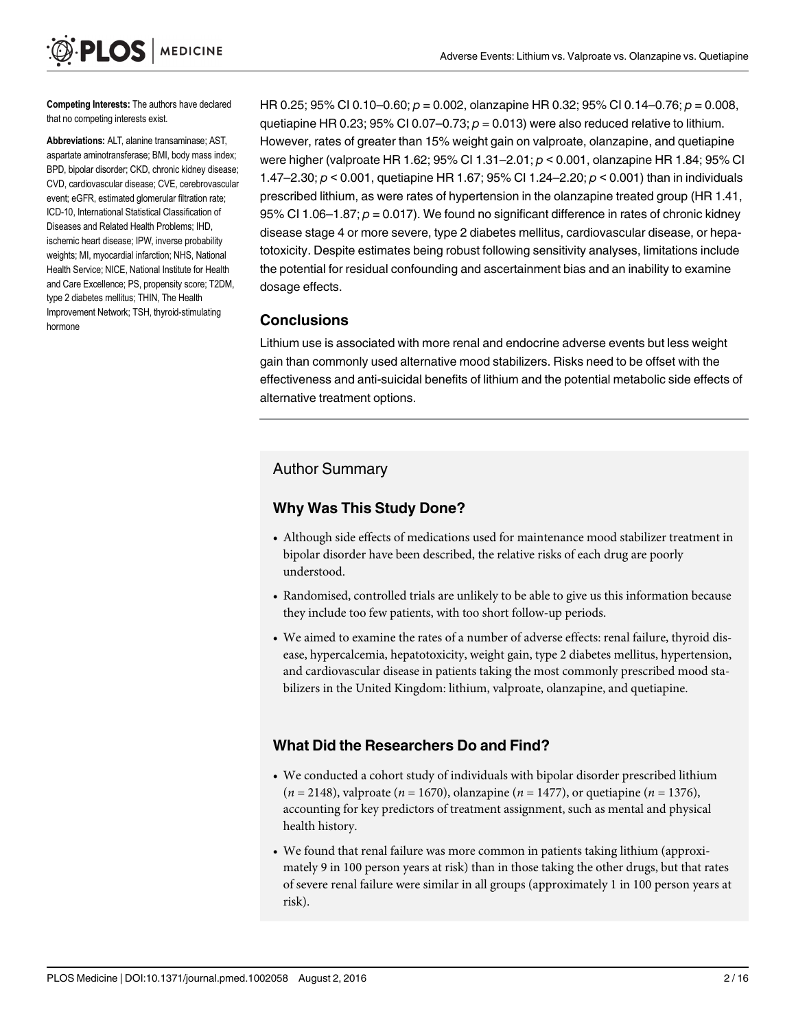**Competing Interests:** The authors have declared that no competing interests exist.

**Abbreviations:** ALT, alanine transaminase; AST, aspartate aminotransferase; BMI, body mass index; BPD, bipolar disorder; CKD, chronic kidney disease; CVD, cardiovascular disease; CVE, cerebrovascular event; eGFR, estimated glomerular filtration rate; ICD-10, International Statistical Classification of Diseases and Related Health Problems; IHD, ischemic heart disease; IPW, inverse probability weights; MI, myocardial infarction; NHS, National Health Service; NICE, National Institute for Health and Care Excellence; PS, propensity score; T2DM, type 2 diabetes mellitus; THIN, The Health Improvement Network; TSH, thyroid-stimulating hormone

HR 0.25; 95% CI 0.10–0.60; $p = 0.002$, olanzapine HR 0.32; 95% CI 0.14–0.76; $p = 0.008$, quetiapine HR 0.23; 95% CI 0.07–0.73; $p = 0.013$) were also reduced relative to lithium. However, rates of greater than 15% weight gain on valproate, olanzapine, and quetiapine were higher (valproate HR 1.62; 95% CI 1.31–2.01; $p < 0.001$, olanzapine HR 1.84; 95% CI 1.47–2.30; $p < 0.001$, quetiapine HR 1.67; 95% CI 1.24–2.20; $p < 0.001$) than in individuals prescribed lithium, as were rates of hypertension in the olanzapine treated group (HR 1.41, 95% CI 1.06–1.87; $p = 0.017$). We found no significant difference in rates of chronic kidney disease stage 4 or more severe, type 2 diabetes mellitus, cardiovascular disease, or hepatotoxicity. Despite estimates being robust following sensitivity analyses, limitations include the potential for residual confounding and ascertainment bias and an inability to examine dosage effects.

### Conclusions

Lithium use is associated with more renal and endocrine adverse events but less weight gain than commonly used alternative mood stabilizers. Risks need to be offset with the effectiveness and anti-suicidal benefits of lithium and the potential metabolic side effects of alternative treatment options.

## Author Summary

### Why Was This Study Done?

- Although side effects of medications used for maintenance mood stabilizer treatment in bipolar disorder have been described, the relative risks of each drug are poorly understood.
- Randomised, controlled trials are unlikely to be able to give us this information because they include too few patients, with too short follow-up periods.
- We aimed to examine the rates of a number of adverse effects: renal failure, thyroid disease, hypercalcemia, hepatotoxicity, weight gain, type 2 diabetes mellitus, hypertension, and cardiovascular disease in patients taking the most commonly prescribed mood stabilizers in the United Kingdom: lithium, valproate, olanzapine, and quetiapine.

### What Did the Researchers Do and Find?

- We conducted a cohort study of individuals with bipolar disorder prescribed lithium ($n = 2148$), valproate ($n = 1670$), olanzapine ($n = 1477$), or quetiapine ($n = 1376$), accounting for key predictors of treatment assignment, such as mental and physical health history.
- We found that renal failure was more common in patients taking lithium (approximately 9 in 100 person years at risk) than in those taking the other drugs, but that rates of severe renal failure were similar in all groups (approximately 1 in 100 person years at risk).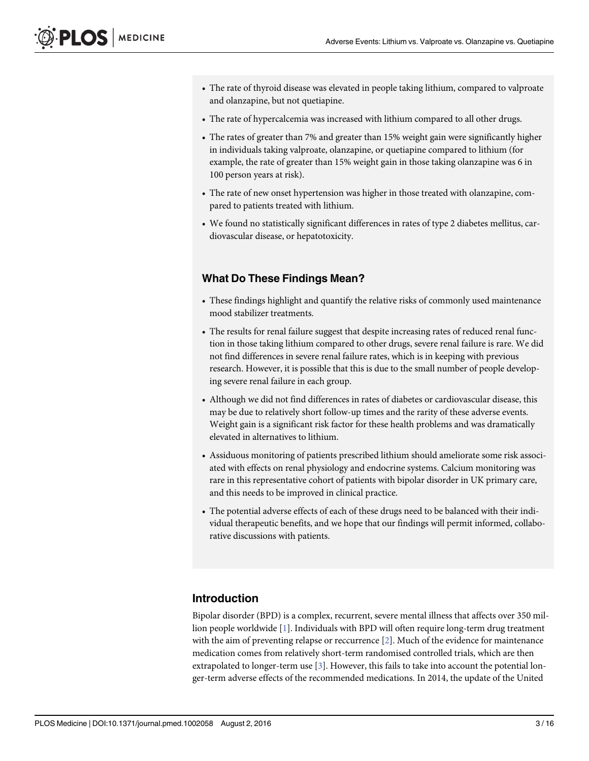- The rate of thyroid disease was elevated in people taking lithium, compared to valproate and olanzapine, but not quetiapine.
- The rate of hypercalcemia was increased with lithium compared to all other drugs.
- The rates of greater than 7% and greater than 15% weight gain were significantly higher in individuals taking valproate, olanzapine, or quetiapine compared to lithium (for example, the rate of greater than 15% weight gain in those taking olanzapine was 6 in 100 person years at risk).
- The rate of new onset hypertension was higher in those treated with olanzapine, compared to patients treated with lithium.
- We found no statistically significant differences in rates of type 2 diabetes mellitus, cardiovascular disease, or hepatotoxicity.

### What Do These Findings Mean?

- These findings highlight and quantify the relative risks of commonly used maintenance mood stabilizer treatments.
- The results for renal failure suggest that despite increasing rates of reduced renal function in those taking lithium compared to other drugs, severe renal failure is rare. We did not find differences in severe renal failure rates, which is in keeping with previous research. However, it is possible that this is due to the small number of people developing severe renal failure in each group.
- Although we did not find differences in rates of diabetes or cardiovascular disease, this may be due to relatively short follow-up times and the rarity of these adverse events. Weight gain is a significant risk factor for these health problems and was dramatically elevated in alternatives to lithium.
- Assiduous monitoring of patients prescribed lithium should ameliorate some risk associated with effects on renal physiology and endocrine systems. Calcium monitoring was rare in this representative cohort of patients with bipolar disorder in UK primary care, and this needs to be improved in clinical practice.
- The potential adverse effects of each of these drugs need to be balanced with their individual therapeutic benefits, and we hope that our findings will permit informed, collaborative discussions with patients.

## Introduction

Bipolar disorder (BPD) is a complex, recurrent, severe mental illness that affects over 350 million people worldwide [1]. Individuals with BPD will often require long-term drug treatment with the aim of preventing relapse or reccurrence [2]. Much of the evidence for maintenance medication comes from relatively short-term randomised controlled trials, which are then extrapolated to longer-term use [3]. However, this fails to take into account the potential longer-term adverse effects of the recommended medications. In 2014, the update of the United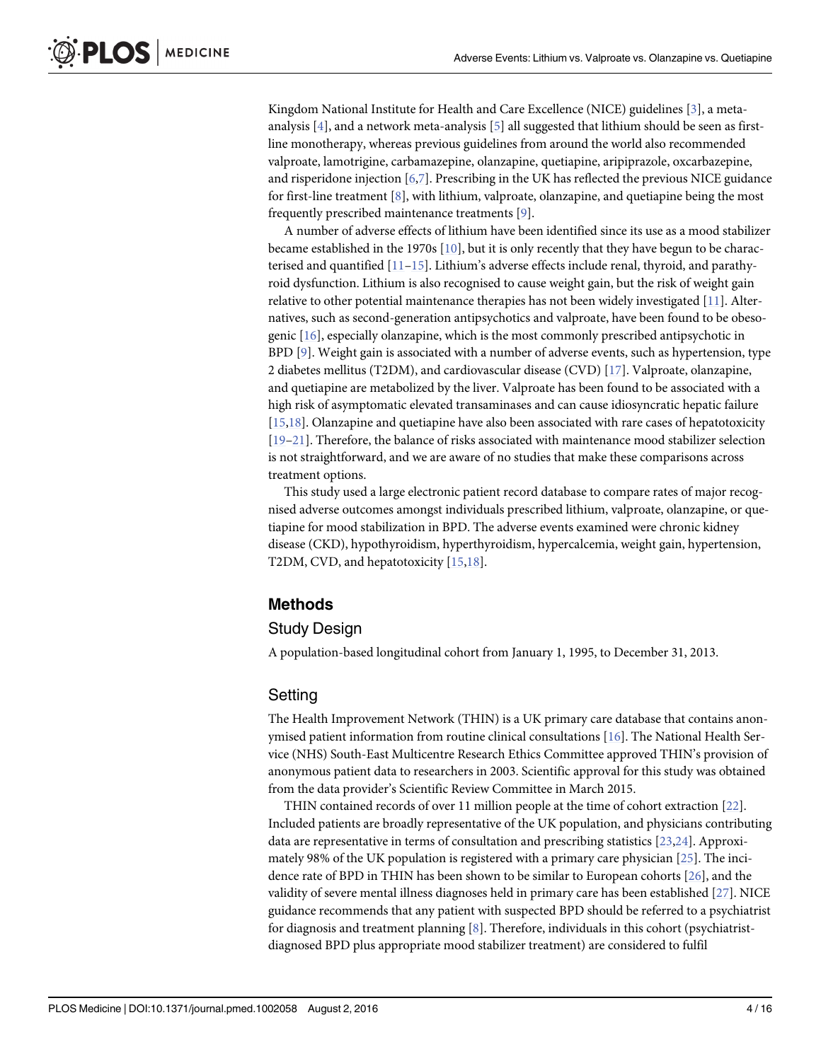Kingdom National Institute for Health and Care Excellence (NICE) guidelines [3], a meta-analysis [4], and a network meta-analysis [5] all suggested that lithium should be seen as first-line monotherapy, whereas previous guidelines from around the world also recommended valproate, lamotrigine, carbamazepine, olanzapine, quetiapine, aripiprazole, oxcarbazepine, and risperidone injection [6,7]. Prescribing in the UK has reflected the previous NICE guidance for first-line treatment [8], with lithium, valproate, olanzapine, and quetiapine being the most frequently prescribed maintenance treatments [9].

A number of adverse effects of lithium have been identified since its use as a mood stabilizer became established in the 1970s [10], but it is only recently that they have begun to be characterised and quantified [11–15]. Lithium's adverse effects include renal, thyroid, and parathyroid dysfunction. Lithium is also recognised to cause weight gain, but the risk of weight gain relative to other potential maintenance therapies has not been widely investigated [11]. Alternatives, such as second-generation antipsychotics and valproate, have been found to be obesogenic [16], especially olanzapine, which is the most commonly prescribed antipsychotic in BPD [9]. Weight gain is associated with a number of adverse events, such as hypertension, type 2 diabetes mellitus (T2DM), and cardiovascular disease (CVD) [17]. Valproate, olanzapine, and quetiapine are metabolized by the liver. Valproate has been found to be associated with a high risk of asymptomatic elevated transaminases and can cause idiosyncratic hepatic failure [15,18]. Olanzapine and quetiapine have also been associated with rare cases of hepatotoxicity [19–21]. Therefore, the balance of risks associated with maintenance mood stabilizer selection is not straightforward, and we are aware of no studies that make these comparisons across treatment options.

This study used a large electronic patient record database to compare rates of major recognised adverse outcomes amongst individuals prescribed lithium, valproate, olanzapine, or quetiapine for mood stabilization in BPD. The adverse events examined were chronic kidney disease (CKD), hypothyroidism, hyperthyroidism, hypercalcemia, weight gain, hypertension, T2DM, CVD, and hepatotoxicity [15,18].

## Methods

### Study Design

A population-based longitudinal cohort from January 1, 1995, to December 31, 2013.

### Setting

The Health Improvement Network (THIN) is a UK primary care database that contains anonymised patient information from routine clinical consultations [16]. The National Health Service (NHS) South-East Multicentre Research Ethics Committee approved THIN's provision of anonymous patient data to researchers in 2003. Scientific approval for this study was obtained from the data provider's Scientific Review Committee in March 2015.

THIN contained records of over 11 million people at the time of cohort extraction [22]. Included patients are broadly representative of the UK population, and physicians contributing data are representative in terms of consultation and prescribing statistics [23,24]. Approximately 98% of the UK population is registered with a primary care physician [25]. The incidence rate of BPD in THIN has been shown to be similar to European cohorts [26], and the validity of severe mental illness diagnoses held in primary care has been established [27]. NICE guidance recommends that any patient with suspected BPD should be referred to a psychiatrist for diagnosis and treatment planning [8]. Therefore, individuals in this cohort (psychiatrist-diagnosed BPD plus appropriate mood stabilizer treatment) are considered to fulfil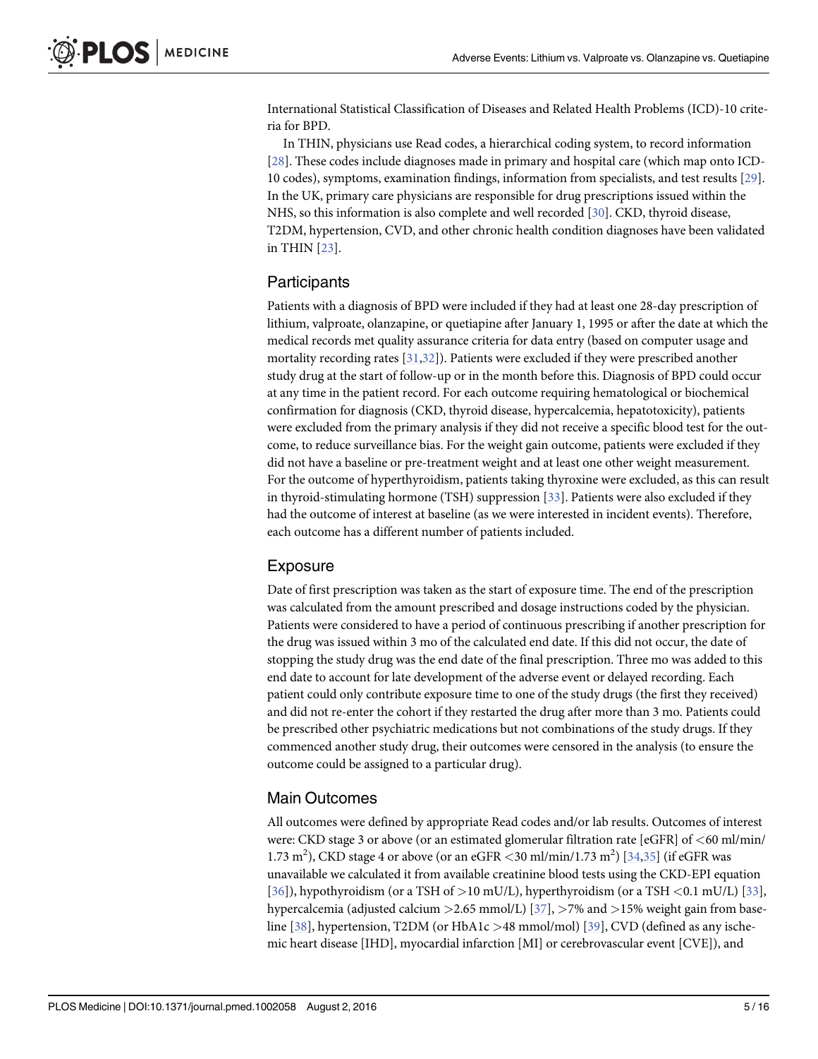International Statistical Classification of Diseases and Related Health Problems (ICD)-10 criteria for BPD.

In THIN, physicians use Read codes, a hierarchical coding system, to record information [28]. These codes include diagnoses made in primary and hospital care (which map onto ICD-10 codes), symptoms, examination findings, information from specialists, and test results [29]. In the UK, primary care physicians are responsible for drug prescriptions issued within the NHS, so this information is also complete and well recorded [30]. CKD, thyroid disease, T2DM, hypertension, CVD, and other chronic health condition diagnoses have been validated in THIN [23].

## Participants

Patients with a diagnosis of BPD were included if they had at least one 28-day prescription of lithium, valproate, olanzapine, or quetiapine after January 1, 1995 or after the date at which the medical records met quality assurance criteria for data entry (based on computer usage and mortality recording rates [31,32]). Patients were excluded if they were prescribed another study drug at the start of follow-up or in the month before this. Diagnosis of BPD could occur at any time in the patient record. For each outcome requiring hematological or biochemical confirmation for diagnosis (CKD, thyroid disease, hypercalcemia, hepatotoxicity), patients were excluded from the primary analysis if they did not receive a specific blood test for the outcome, to reduce surveillance bias. For the weight gain outcome, patients were excluded if they did not have a baseline or pre-treatment weight and at least one other weight measurement. For the outcome of hyperthyroidism, patients taking thyroxine were excluded, as this can result in thyroid-stimulating hormone (TSH) suppression [33]. Patients were also excluded if they had the outcome of interest at baseline (as we were interested in incident events). Therefore, each outcome has a different number of patients included.

## Exposure

Date of first prescription was taken as the start of exposure time. The end of the prescription was calculated from the amount prescribed and dosage instructions coded by the physician. Patients were considered to have a period of continuous prescribing if another prescription for the drug was issued within 3 mo of the calculated end date. If this did not occur, the date of stopping the study drug was the end date of the final prescription. Three mo was added to this end date to account for late development of the adverse event or delayed recording. Each patient could only contribute exposure time to one of the study drugs (the first they received) and did not re-enter the cohort if they restarted the drug after more than 3 mo. Patients could be prescribed other psychiatric medications but not combinations of the study drugs. If they commenced another study drug, their outcomes were censored in the analysis (to ensure the outcome could be assigned to a particular drug).

## Main Outcomes

All outcomes were defined by appropriate Read codes and/or lab results. Outcomes of interest were: CKD stage 3 or above (or an estimated glomerular filtration rate [eGFR] of <60 ml/min/1.73 $m^2$), CKD stage 4 or above (or an eGFR <30 ml/min/1.73 $m^2$) [34,35] (if eGFR was unavailable we calculated it from available creatinine blood tests using the CKD-EPI equation [36]), hypothyroidism (or a TSH of >10 mU/L), hyperthyroidism (or a TSH <0.1 mU/L) [33], hypercalcemia (adjusted calcium >2.65 mmol/L) [37], >7% and >15% weight gain from baseline [38], hypertension, T2DM (or HbA1c >48 mmol/mol) [39], CVD (defined as any ischemic heart disease [IHD], myocardial infarction [MI] or cerebrovascular event [CVE]), and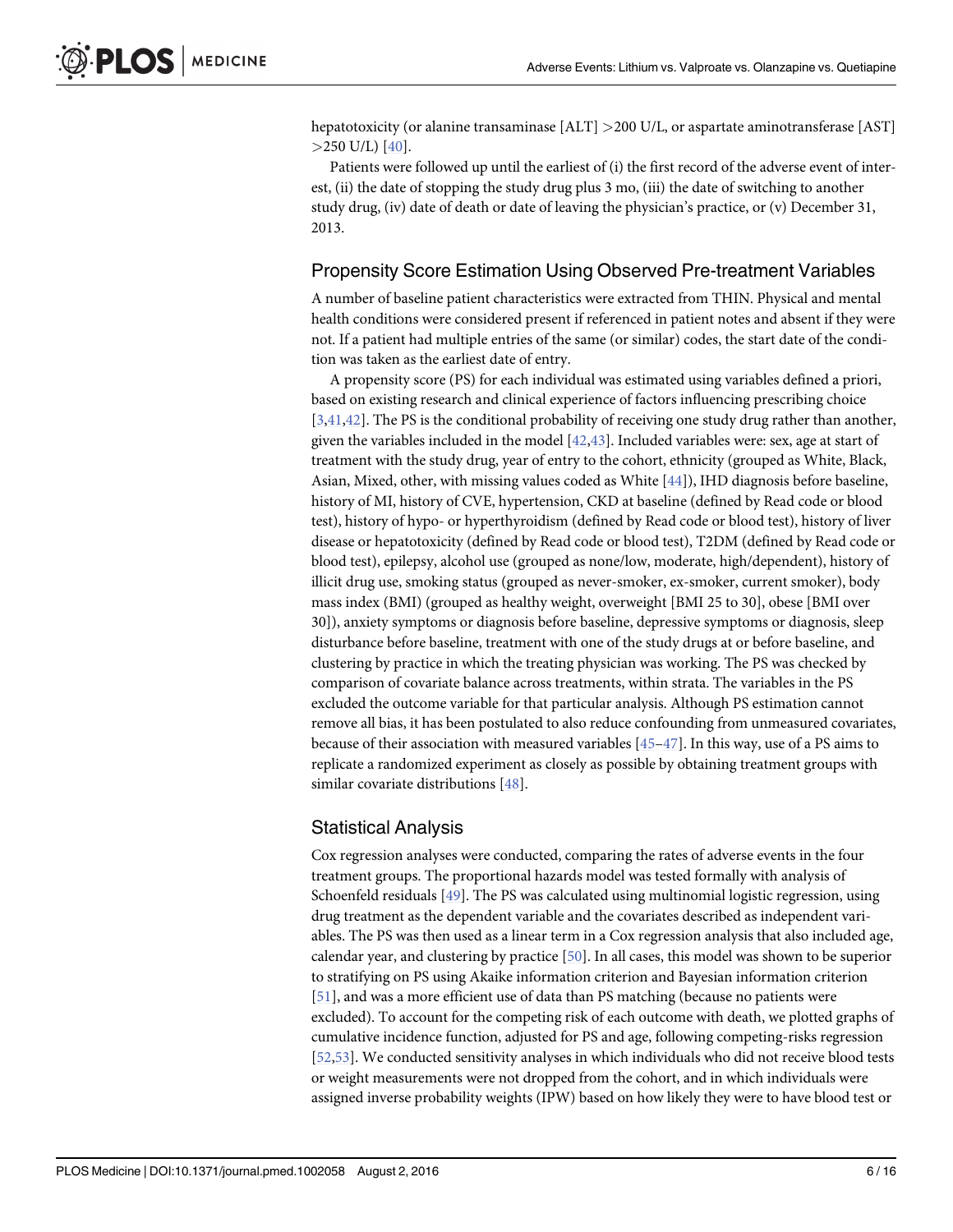hepatotoxicity (or alanine transaminase [ALT] >200 U/L, or aspartate aminotransferase [AST] >250 U/L) [40].

Patients were followed up until the earliest of (i) the first record of the adverse event of interest, (ii) the date of stopping the study drug plus 3 mo, (iii) the date of switching to another study drug, (iv) date of death or date of leaving the physician's practice, or (v) December 31, 2013.

## Propensity Score Estimation Using Observed Pre-treatment Variables

A number of baseline patient characteristics were extracted from THIN. Physical and mental health conditions were considered present if referenced in patient notes and absent if they were not. If a patient had multiple entries of the same (or similar) codes, the start date of the condition was taken as the earliest date of entry.

A propensity score (PS) for each individual was estimated using variables defined a priori, based on existing research and clinical experience of factors influencing prescribing choice [3,41,42]. The PS is the conditional probability of receiving one study drug rather than another, given the variables included in the model [42,43]. Included variables were: sex, age at start of treatment with the study drug, year of entry to the cohort, ethnicity (grouped as White, Black, Asian, Mixed, other, with missing values coded as White [44]), IHD diagnosis before baseline, history of MI, history of CVE, hypertension, CKD at baseline (defined by Read code or blood test), history of hypo- or hyperthyroidism (defined by Read code or blood test), history of liver disease or hepatotoxicity (defined by Read code or blood test), T2DM (defined by Read code or blood test), epilepsy, alcohol use (grouped as none/low, moderate, high/dependent), history of illicit drug use, smoking status (grouped as never-smoker, ex-smoker, current smoker), body mass index (BMI) (grouped as healthy weight, overweight [BMI 25 to 30], obese [BMI over 30]), anxiety symptoms or diagnosis before baseline, depressive symptoms or diagnosis, sleep disturbance before baseline, treatment with one of the study drugs at or before baseline, and clustering by practice in which the treating physician was working. The PS was checked by comparison of covariate balance across treatments, within strata. The variables in the PS excluded the outcome variable for that particular analysis. Although PS estimation cannot remove all bias, it has been postulated to also reduce confounding from unmeasured covariates, because of their association with measured variables [45–47]. In this way, use of a PS aims to replicate a randomized experiment as closely as possible by obtaining treatment groups with similar covariate distributions [48].

## Statistical Analysis

Cox regression analyses were conducted, comparing the rates of adverse events in the four treatment groups. The proportional hazards model was tested formally with analysis of Schoenfeld residuals [49]. The PS was calculated using multinomial logistic regression, using drug treatment as the dependent variable and the covariates described as independent variables. The PS was then used as a linear term in a Cox regression analysis that also included age, calendar year, and clustering by practice [50]. In all cases, this model was shown to be superior to stratifying on PS using Akaike information criterion and Bayesian information criterion [51], and was a more efficient use of data than PS matching (because no patients were excluded). To account for the competing risk of each outcome with death, we plotted graphs of cumulative incidence function, adjusted for PS and age, following competing-risks regression [52,53]. We conducted sensitivity analyses in which individuals who did not receive blood tests or weight measurements were not dropped from the cohort, and in which individuals were assigned inverse probability weights (IPW) based on how likely they were to have blood test or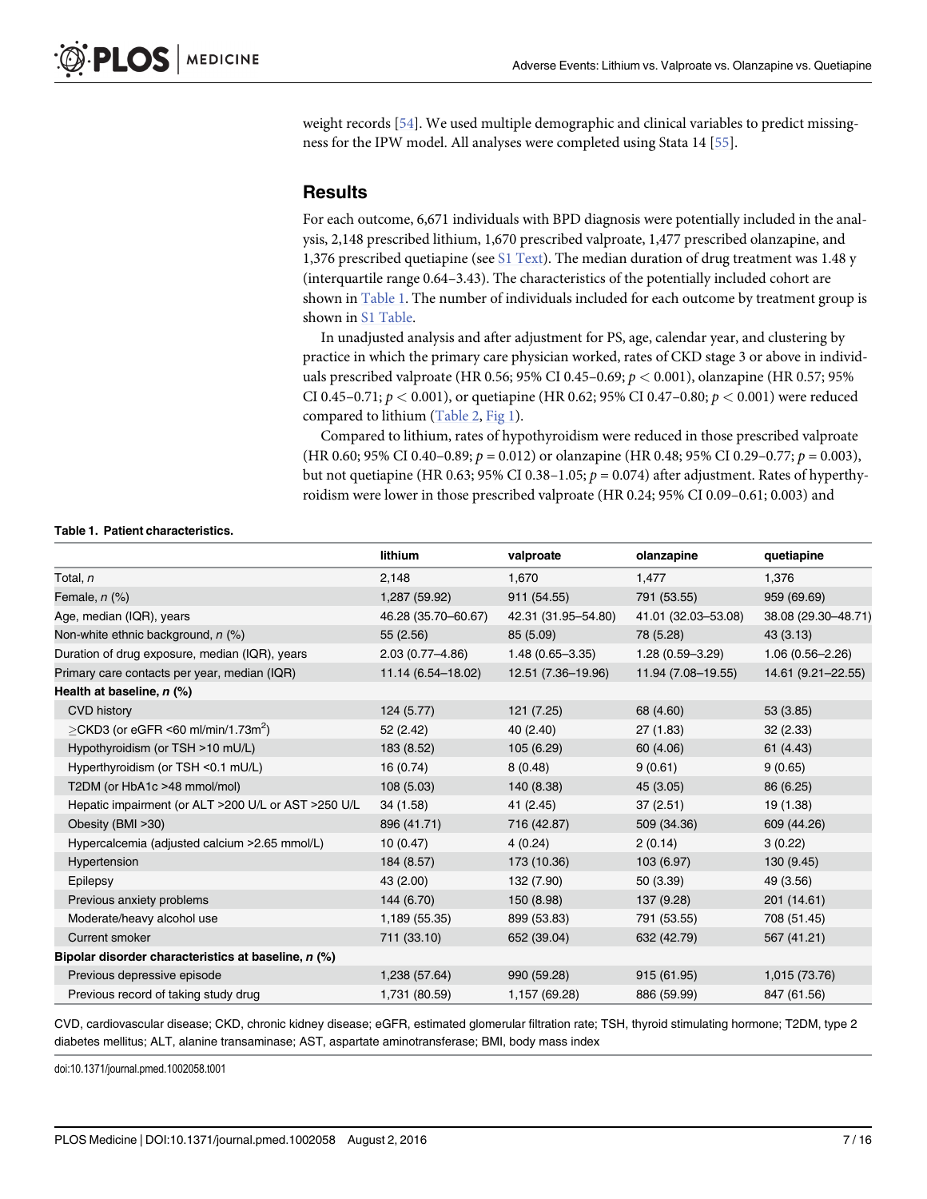weight records [54]. We used multiple demographic and clinical variables to predict missingness for the IPW model. All analyses were completed using Stata 14 [55].

## Results

For each outcome, 6,671 individuals with BPD diagnosis were potentially included in the analysis, 2,148 prescribed lithium, 1,670 prescribed valproate, 1,477 prescribed olanzapine, and 1,376 prescribed quetiapine (see S1 Text). The median duration of drug treatment was 1.48 y (interquartile range 0.64–3.43). The characteristics of the potentially included cohort are shown in Table 1. The number of individuals included for each outcome by treatment group is shown in S1 Table.

In unadjusted analysis and after adjustment for PS, age, calendar year, and clustering by practice in which the primary care physician worked, rates of CKD stage 3 or above in individuals prescribed valproate (HR 0.56; 95% CI 0.45–0.69; $p < 0.001$), olanzapine (HR 0.57; 95% CI 0.45–0.71; $p < 0.001$), or quetiapine (HR 0.62; 95% CI 0.47–0.80; $p < 0.001$) were reduced compared to lithium (Table 2, Fig 1).

Compared to lithium, rates of hypothyroidism were reduced in those prescribed valproate (HR 0.60; 95% CI 0.40–0.89; $p = 0.012$) or olanzapine (HR 0.48; 95% CI 0.29–0.77; $p = 0.003$), but not quetiapine (HR 0.63; 95% CI 0.38–1.05; $p = 0.074$) after adjustment. Rates of hyperthyroidism were lower in those prescribed valproate (HR 0.24; 95% CI 0.09–0.61; 0.003) and

**Table 1. Patient characteristics.**

| | lithium | valproate | olanzapine | quetiapine |
|---|---|---|---|---|
| Total, *n* | 2,148 | 1,670 | 1,477 | 1,376 |
| Female, *n* (%) | 1,287 (59.92) | 911 (54.55) | 791 (53.55) | 959 (69.69) |
| Age, median (IQR), years | 46.28 (35.70–60.67) | 42.31 (31.95–54.80) | 41.01 (32.03–53.08) | 38.08 (29.30–48.71) |
| Non-white ethnic background, *n* (%) | 55 (2.56) | 85 (5.09) | 78 (5.28) | 43 (3.13) |
| Duration of drug exposure, median (IQR), years | 2.03 (0.77–4.86) | 1.48 (0.65–3.35) | 1.28 (0.59–3.29) | 1.06 (0.56–2.26) |
| Primary care contacts per year, median (IQR) | 11.14 (6.54–18.02) | 12.51 (7.36–19.96) | 11.94 (7.08–19.55) | 14.61 (9.21–22.55) |
| **Health at baseline, *n* (%)** | | | | |
| CVD history | 124 (5.77) | 121 (7.25) | 68 (4.60) | 53 (3.85) |
| ≥CKD3 (or eGFR <60 ml/min/1.73m$^2$) | 52 (2.42) | 40 (2.40) | 27 (1.83) | 32 (2.33) |
| Hypothyroidism (or TSH >10 mU/L) | 183 (8.52) | 105 (6.29) | 60 (4.06) | 61 (4.43) |
| Hyperthyroidism (or TSH <0.1 mU/L) | 16 (0.74) | 8 (0.48) | 9 (0.61) | 9 (0.65) |
| T2DM (or HbA1c >48 mmol/mol) | 108 (5.03) | 140 (8.38) | 45 (3.05) | 86 (6.25) |
| Hepatic impairment (or ALT >200 U/L or AST >250 U/L | 34 (1.58) | 41 (2.45) | 37 (2.51) | 19 (1.38) |
| Obesity (BMI >30) | 896 (41.71) | 716 (42.87) | 509 (34.36) | 609 (44.26) |
| Hypercalcemia (adjusted calcium >2.65 mmol/L) | 10 (0.47) | 4 (0.24) | 2 (0.14) | 3 (0.22) |
| Hypertension | 184 (8.57) | 173 (10.36) | 103 (6.97) | 130 (9.45) |
| Epilepsy | 43 (2.00) | 132 (7.90) | 50 (3.39) | 49 (3.56) |
| Previous anxiety problems | 144 (6.70) | 150 (8.98) | 137 (9.28) | 201 (14.61) |
| Moderate/heavy alcohol use | 1,189 (55.35) | 899 (53.83) | 791 (53.55) | 708 (51.45) |
| Current smoker | 711 (33.10) | 652 (39.04) | 632 (42.79) | 567 (41.21) |
| **Bipolar disorder characteristics at baseline, *n* (%)** | | | | |
| Previous depressive episode | 1,238 (57.64) | 990 (59.28) | 915 (61.95) | 1,015 (73.76) |
| Previous record of taking study drug | 1,731 (80.59) | 1,157 (69.28) | 886 (59.99) | 847 (61.56) |

CVD, cardiovascular disease; CKD, chronic kidney disease; eGFR, estimated glomerular filtration rate; TSH, thyroid stimulating hormone; T2DM, type 2 diabetes mellitus; ALT, alanine transaminase; AST, aspartate aminotransferase; BMI, body mass index

doi:10.1371/journal.pmed.1002058.t001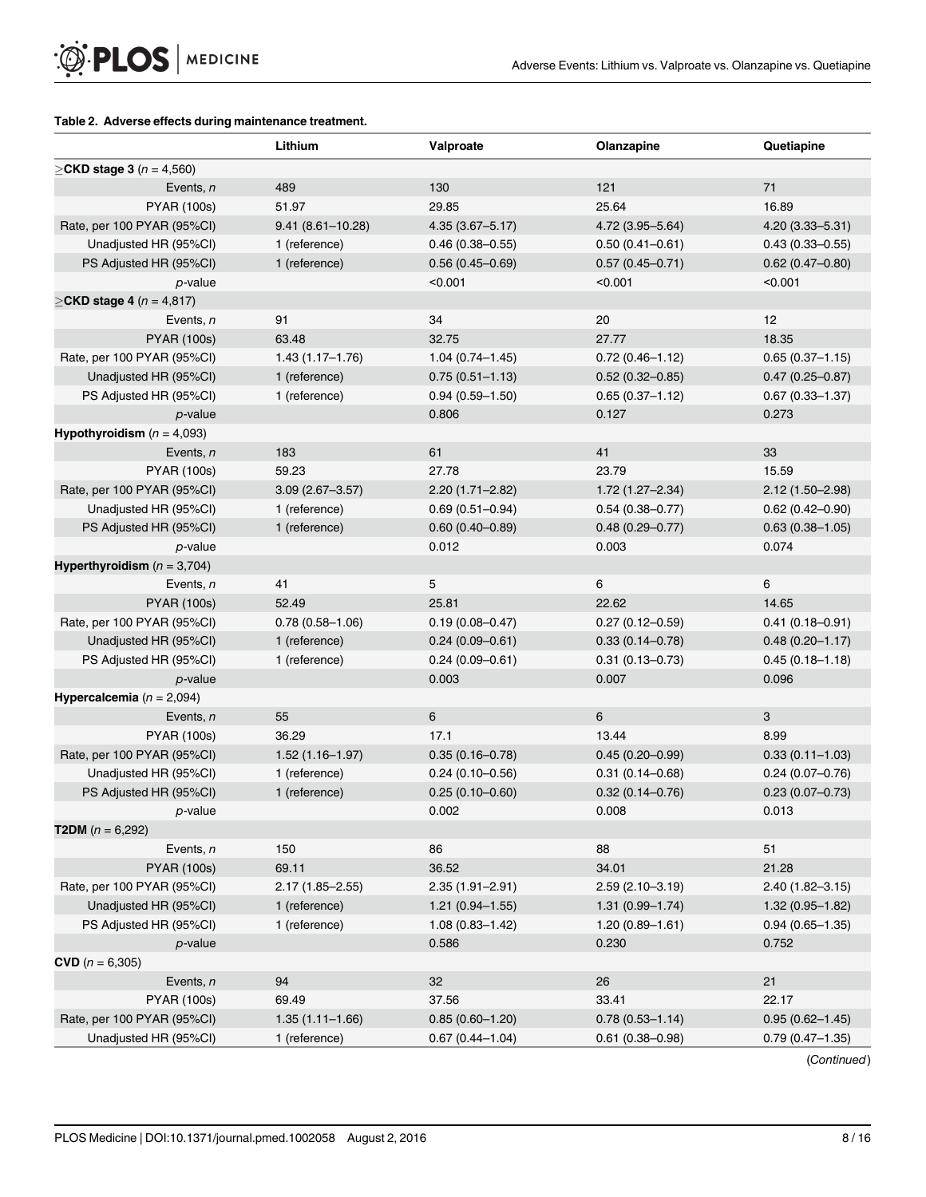**Table 2. Adverse effects during maintenance treatment.**

| | Lithium | Valproate | Olanzapine | Quetiapine |
|---|---|---|---|---|
| **≥CKD stage 3** (*n* = 4,560) | | | | |
| Events, *n* | 489 | 130 | 121 | 71 |
| PYAR (100s) | 51.97 | 29.85 | 25.64 | 16.89 |
| Rate, per 100 PYAR (95%CI) | 9.41 (8.61–10.28) | 4.35 (3.67–5.17) | 4.72 (3.95–5.64) | 4.20 (3.33–5.31) |
| Unadjusted HR (95%CI) | 1 (reference) | 0.46 (0.38–0.55) | 0.50 (0.41–0.61) | 0.43 (0.33–0.55) |
| PS Adjusted HR (95%CI) | 1 (reference) | 0.56 (0.45–0.69) | 0.57 (0.45–0.71) | 0.62 (0.47–0.80) |
| *p*-value | | <0.001 | <0.001 | <0.001 |
| **≥CKD stage 4** (*n* = 4,817) | | | | |
| Events, *n* | 91 | 34 | 20 | 12 |
| PYAR (100s) | 63.48 | 32.75 | 27.77 | 18.35 |
| Rate, per 100 PYAR (95%CI) | 1.43 (1.17–1.76) | 1.04 (0.74–1.45) | 0.72 (0.46–1.12) | 0.65 (0.37–1.15) |
| Unadjusted HR (95%CI) | 1 (reference) | 0.75 (0.51–1.13) | 0.52 (0.32–0.85) | 0.47 (0.25–0.87) |
| PS Adjusted HR (95%CI) | 1 (reference) | 0.94 (0.59–1.50) | 0.65 (0.37–1.12) | 0.67 (0.33–1.37) |
| *p*-value | | 0.806 | 0.127 | 0.273 |
| **Hypothyroidism** (*n* = 4,093) | | | | |
| Events, *n* | 183 | 61 | 41 | 33 |
| PYAR (100s) | 59.23 | 27.78 | 23.79 | 15.59 |
| Rate, per 100 PYAR (95%CI) | 3.09 (2.67–3.57) | 2.20 (1.71–2.82) | 1.72 (1.27–2.34) | 2.12 (1.50–2.98) |
| Unadjusted HR (95%CI) | 1 (reference) | 0.69 (0.51–0.94) | 0.54 (0.38–0.77) | 0.62 (0.42–0.90) |
| PS Adjusted HR (95%CI) | 1 (reference) | 0.60 (0.40–0.89) | 0.48 (0.29–0.77) | 0.63 (0.38–1.05) |
| *p*-value | | 0.012 | 0.003 | 0.074 |
| **Hyperthyroidism** (*n* = 3,704) | | | | |
| Events, *n* | 41 | 5 | 6 | 6 |
| PYAR (100s) | 52.49 | 25.81 | 22.62 | 14.65 |
| Rate, per 100 PYAR (95%CI) | 0.78 (0.58–1.06) | 0.19 (0.08–0.47) | 0.27 (0.12–0.59) | 0.41 (0.18–0.91) |
| Unadjusted HR (95%CI) | 1 (reference) | 0.24 (0.09–0.61) | 0.33 (0.14–0.78) | 0.48 (0.20–1.17) |
| PS Adjusted HR (95%CI) | 1 (reference) | 0.24 (0.09–0.61) | 0.31 (0.13–0.73) | 0.45 (0.18–1.18) |
| *p*-value | | 0.003 | 0.007 | 0.096 |
| **Hypercalcemia** (*n* = 2,094) | | | | |
| Events, *n* | 55 | 6 | 6 | 3 |
| PYAR (100s) | 36.29 | 17.1 | 13.44 | 8.99 |
| Rate, per 100 PYAR (95%CI) | 1.52 (1.16–1.97) | 0.35 (0.16–0.78) | 0.45 (0.20–0.99) | 0.33 (0.11–1.03) |
| Unadjusted HR (95%CI) | 1 (reference) | 0.24 (0.10–0.56) | 0.31 (0.14–0.68) | 0.24 (0.07–0.76) |
| PS Adjusted HR (95%CI) | 1 (reference) | 0.25 (0.10–0.60) | 0.32 (0.14–0.76) | 0.23 (0.07–0.73) |
| *p*-value | | 0.002 | 0.008 | 0.013 |
| **T2DM** (*n* = 6,292) | | | | |
| Events, *n* | 150 | 86 | 88 | 51 |
| PYAR (100s) | 69.11 | 36.52 | 34.01 | 21.28 |
| Rate, per 100 PYAR (95%CI) | 2.17 (1.85–2.55) | 2.35 (1.91–2.91) | 2.59 (2.10–3.19) | 2.40 (1.82–3.15) |
| Unadjusted HR (95%CI) | 1 (reference) | 1.21 (0.94–1.55) | 1.31 (0.99–1.74) | 1.32 (0.95–1.82) |
| PS Adjusted HR (95%CI) | 1 (reference) | 1.08 (0.83–1.42) | 1.20 (0.89–1.61) | 0.94 (0.65–1.35) |
| *p*-value | | 0.586 | 0.230 | 0.752 |
| **CVD** (*n* = 6,305) | | | | |
| Events, *n* | 94 | 32 | 26 | 21 |
| PYAR (100s) | 69.49 | 37.56 | 33.41 | 22.17 |
| Rate, per 100 PYAR (95%CI) | 1.35 (1.11–1.66) | 0.85 (0.60–1.20) | 0.78 (0.53–1.14) | 0.95 (0.62–1.45) |
| Unadjusted HR (95%CI) | 1 (reference) | 0.67 (0.44–1.04) | 0.61 (0.38–0.98) | 0.79 (0.47–1.35) |

(*Continued*)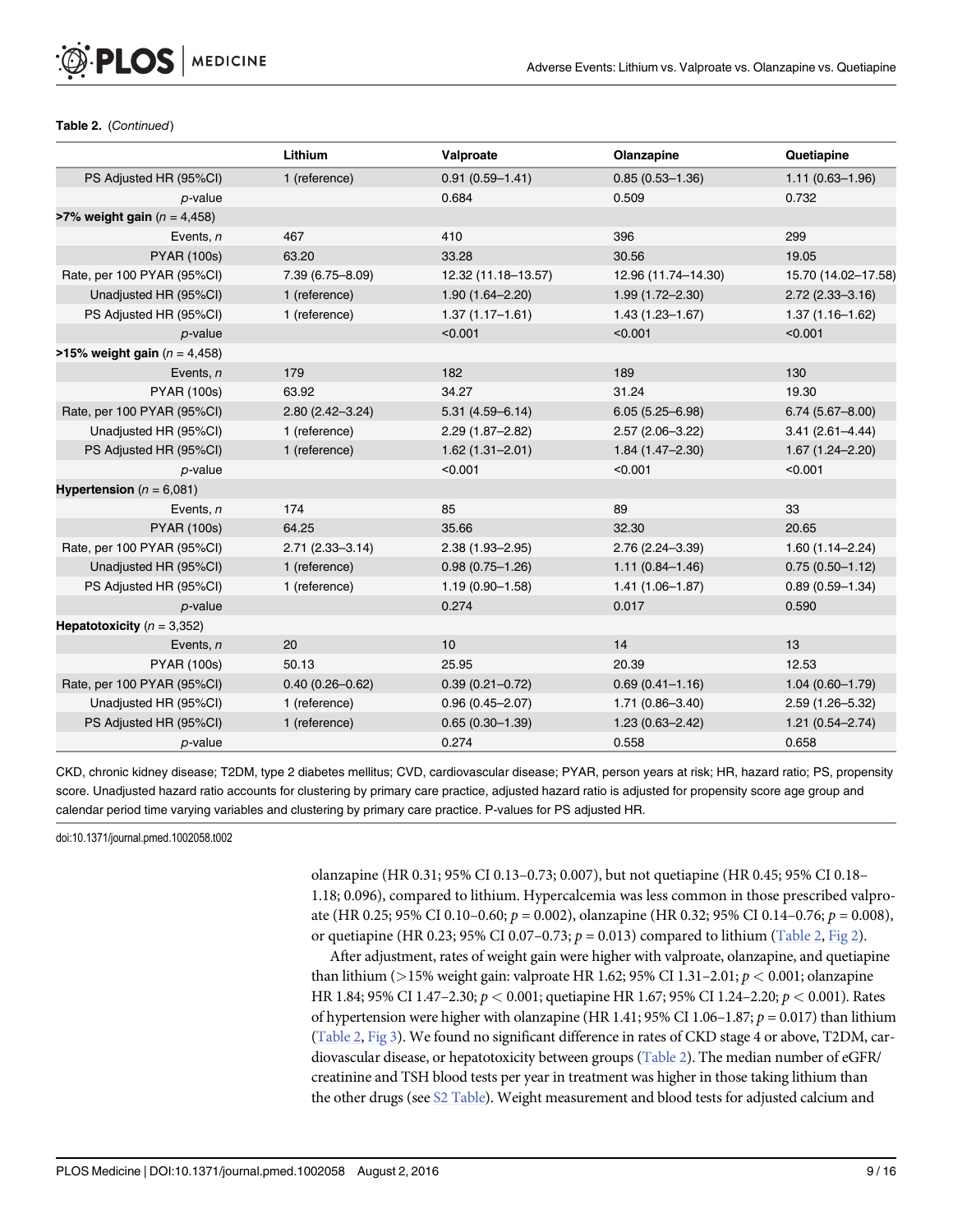**Table 2.** (*Continued*)

| | Lithium | Valproate | Olanzapine | Quetiapine |
|---|---|---|---|---|
| PS Adjusted HR (95%CI) | 1 (reference) | 0.91 (0.59–1.41) | 0.85 (0.53–1.36) | 1.11 (0.63–1.96) |
| *p*-value | | 0.684 | 0.509 | 0.732 |
| **>7% weight gain** (*n* = 4,458) | | | | |
| Events, *n* | 467 | 410 | 396 | 299 |
| PYAR (100s) | 63.20 | 33.28 | 30.56 | 19.05 |
| Rate, per 100 PYAR (95%CI) | 7.39 (6.75–8.09) | 12.32 (11.18–13.57) | 12.96 (11.74–14.30) | 15.70 (14.02–17.58) |
| Unadjusted HR (95%CI) | 1 (reference) | 1.90 (1.64–2.20) | 1.99 (1.72–2.30) | 2.72 (2.33–3.16) |
| PS Adjusted HR (95%CI) | 1 (reference) | 1.37 (1.17–1.61) | 1.43 (1.23–1.67) | 1.37 (1.16–1.62) |
| *p*-value | | <0.001 | <0.001 | <0.001 |
| **>15% weight gain** (*n* = 4,458) | | | | |
| Events, *n* | 179 | 182 | 189 | 130 |
| PYAR (100s) | 63.92 | 34.27 | 31.24 | 19.30 |
| Rate, per 100 PYAR (95%CI) | 2.80 (2.42–3.24) | 5.31 (4.59–6.14) | 6.05 (5.25–6.98) | 6.74 (5.67–8.00) |
| Unadjusted HR (95%CI) | 1 (reference) | 2.29 (1.87–2.82) | 2.57 (2.06–3.22) | 3.41 (2.61–4.44) |
| PS Adjusted HR (95%CI) | 1 (reference) | 1.62 (1.31–2.01) | 1.84 (1.47–2.30) | 1.67 (1.24–2.20) |
| *p*-value | | <0.001 | <0.001 | <0.001 |
| **Hypertension** (*n* = 6,081) | | | | |
| Events, *n* | 174 | 85 | 89 | 33 |
| PYAR (100s) | 64.25 | 35.66 | 32.30 | 20.65 |
| Rate, per 100 PYAR (95%CI) | 2.71 (2.33–3.14) | 2.38 (1.93–2.95) | 2.76 (2.24–3.39) | 1.60 (1.14–2.24) |
| Unadjusted HR (95%CI) | 1 (reference) | 0.98 (0.75–1.26) | 1.11 (0.84–1.46) | 0.75 (0.50–1.12) |
| PS Adjusted HR (95%CI) | 1 (reference) | 1.19 (0.90–1.58) | 1.41 (1.06–1.87) | 0.89 (0.59–1.34) |
| *p*-value | | 0.274 | 0.017 | 0.590 |
| **Hepatotoxicity** (*n* = 3,352) | | | | |
| Events, *n* | 20 | 10 | 14 | 13 |
| PYAR (100s) | 50.13 | 25.95 | 20.39 | 12.53 |
| Rate, per 100 PYAR (95%CI) | 0.40 (0.26–0.62) | 0.39 (0.21–0.72) | 0.69 (0.41–1.16) | 1.04 (0.60–1.79) |
| Unadjusted HR (95%CI) | 1 (reference) | 0.96 (0.45–2.07) | 1.71 (0.86–3.40) | 2.59 (1.26–5.32) |
| PS Adjusted HR (95%CI) | 1 (reference) | 0.65 (0.30–1.39) | 1.23 (0.63–2.42) | 1.21 (0.54–2.74) |
| *p*-value | | 0.274 | 0.558 | 0.658 |

CKD, chronic kidney disease; T2DM, type 2 diabetes mellitus; CVD, cardiovascular disease; PYAR, person years at risk; HR, hazard ratio; PS, propensity score. Unadjusted hazard ratio accounts for clustering by primary care practice, adjusted hazard ratio is adjusted for propensity score age group and calendar period time varying variables and clustering by primary care practice. P-values for PS adjusted HR.

doi:10.1371/journal.pmed.1002058.t002

olanzapine (HR 0.31; 95% CI 0.13–0.73; 0.007), but not quetiapine (HR 0.45; 95% CI 0.18–1.18; 0.096), compared to lithium. Hypercalcemia was less common in those prescribed valproate (HR 0.25; 95% CI 0.10–0.60; $p = 0.002$), olanzapine (HR 0.32; 95% CI 0.14–0.76; $p = 0.008$), or quetiapine (HR 0.23; 95% CI 0.07–0.73; $p = 0.013$) compared to lithium (Table 2, Fig 2).

After adjustment, rates of weight gain were higher with valproate, olanzapine, and quetiapine than lithium (>15% weight gain: valproate HR 1.62; 95% CI 1.31–2.01; $p < 0.001$; olanzapine HR 1.84; 95% CI 1.47–2.30; $p < 0.001$; quetiapine HR 1.67; 95% CI 1.24–2.20; $p < 0.001$). Rates of hypertension were higher with olanzapine (HR 1.41; 95% CI 1.06–1.87; $p = 0.017$) than lithium (Table 2, Fig 3). We found no significant difference in rates of CKD stage 4 or above, T2DM, cardiovascular disease, or hepatotoxicity between groups (Table 2). The median number of eGFR/creatinine and TSH blood tests per year in treatment was higher in those taking lithium than the other drugs (see S2 Table). Weight measurement and blood tests for adjusted calcium and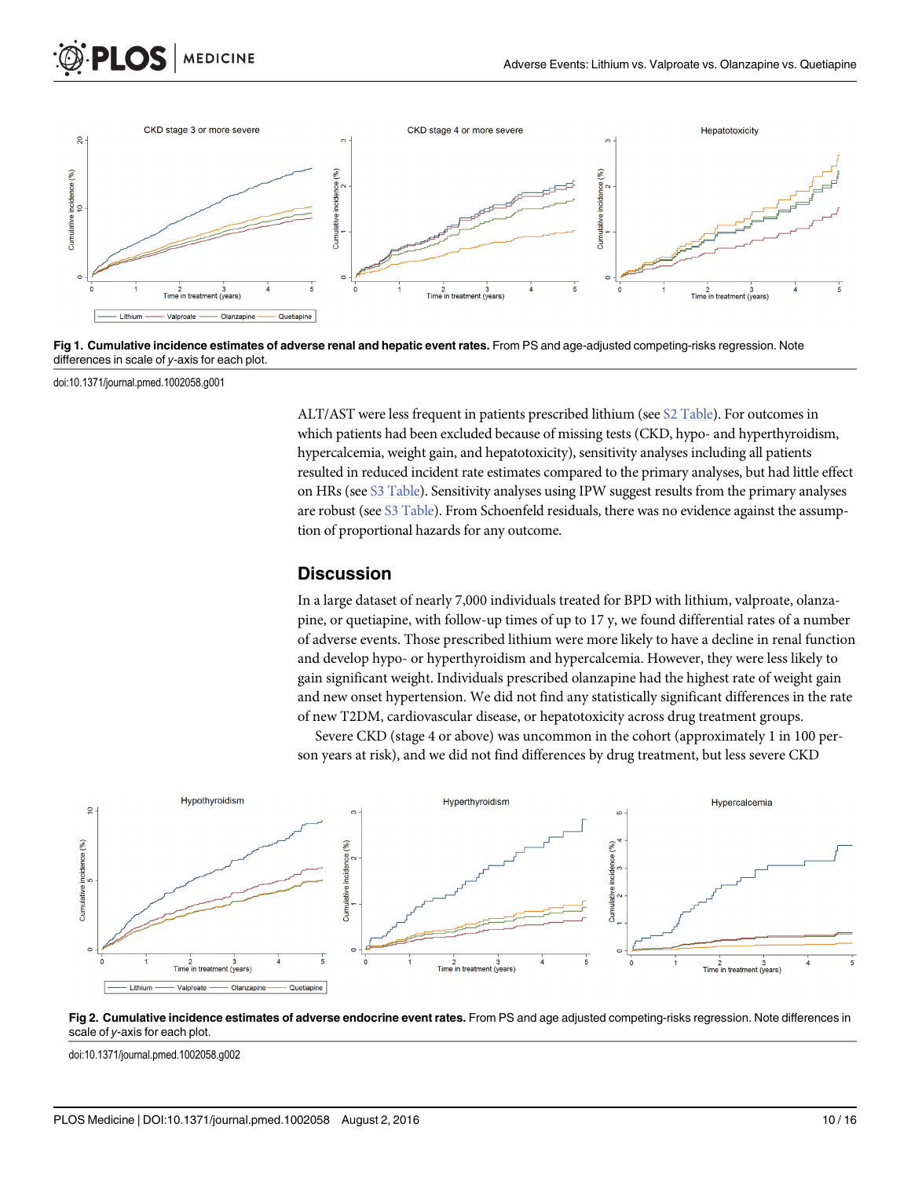Fig 1. **Cumulative incidence estimates of adverse renal and hepatic event rates.** From PS and age-adjusted competing-risks regression. Note differences in scale of *y*-axis for each plot.

doi:10.1371/journal.pmed.1002058.g001

ALT/AST were less frequent in patients prescribed lithium (see S2 Table). For outcomes in which patients had been excluded because of missing tests (CKD, hypo- and hyperthyroidism, hypercalcemia, weight gain, and hepatotoxicity), sensitivity analyses including all patients resulted in reduced incident rate estimates compared to the primary analyses, but had little effect on HRs (see S3 Table). Sensitivity analyses using IPW suggest results from the primary analyses are robust (see S3 Table). From Schoenfeld residuals, there was no evidence against the assumption of proportional hazards for any outcome.

## Discussion

In a large dataset of nearly 7,000 individuals treated for BPD with lithium, valproate, olanzapine, or quetiapine, with follow-up times of up to 17 y, we found differential rates of a number of adverse events. Those prescribed lithium were more likely to have a decline in renal function and develop hypo- or hyperthyroidism and hypercalcemia. However, they were less likely to gain significant weight. Individuals prescribed olanzapine had the highest rate of weight gain and new onset hypertension. We did not find any statistically significant differences in the rate of new T2DM, cardiovascular disease, or hepatotoxicity across drug treatment groups.

Severe CKD (stage 4 or above) was uncommon in the cohort (approximately 1 in 100 person years at risk), and we did not find differences by drug treatment, but less severe CKD

Fig 2. **Cumulative incidence estimates of adverse endocrine event rates.** From PS and age adjusted competing-risks regression. Note differences in scale of *y*-axis for each plot.

doi:10.1371/journal.pmed.1002058.g002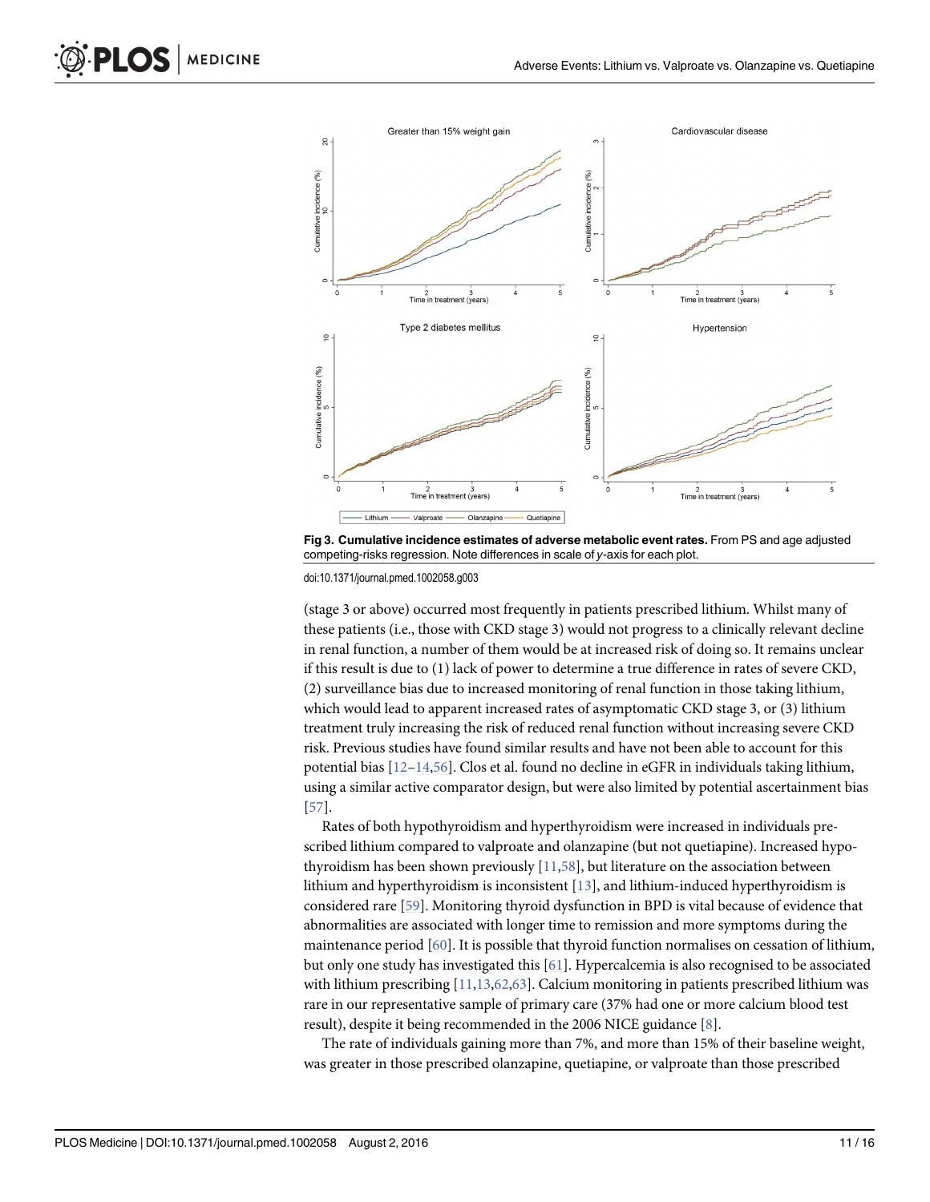Fig 3. Cumulative incidence estimates of adverse metabolic event rates. From PS and age adjusted competing-risks regression. Note differences in scale of *y*-axis for each plot.

doi:10.1371/journal.pmed.1002058.g003

(stage 3 or above) occurred most frequently in patients prescribed lithium. Whilst many of these patients (i.e., those with CKD stage 3) would not progress to a clinically relevant decline in renal function, a number of them would be at increased risk of doing so. It remains unclear if this result is due to (1) lack of power to determine a true difference in rates of severe CKD, (2) surveillance bias due to increased monitoring of renal function in those taking lithium, which would lead to apparent increased rates of asymptomatic CKD stage 3, or (3) lithium treatment truly increasing the risk of reduced renal function without increasing severe CKD risk. Previous studies have found similar results and have not been able to account for this potential bias [12–14,56]. Clos et al. found no decline in eGFR in individuals taking lithium, using a similar active comparator design, but were also limited by potential ascertainment bias [57].

Rates of both hypothyroidism and hyperthyroidism were increased in individuals prescribed lithium compared to valproate and olanzapine (but not quetiapine). Increased hypothyroidism has been shown previously [11,58], but literature on the association between lithium and hyperthyroidism is inconsistent [13], and lithium-induced hyperthyroidism is considered rare [59]. Monitoring thyroid dysfunction in BPD is vital because of evidence that abnormalities are associated with longer time to remission and more symptoms during the maintenance period [60]. It is possible that thyroid function normalises on cessation of lithium, but only one study has investigated this [61]. Hypercalcemia is also recognised to be associated with lithium prescribing [11,13,62,63]. Calcium monitoring in patients prescribed lithium was rare in our representative sample of primary care (37% had one or more calcium blood test result), despite it being recommended in the 2006 NICE guidance [8].

The rate of individuals gaining more than 7%, and more than 15% of their baseline weight, was greater in those prescribed olanzapine, quetiapine, or valproate than those prescribed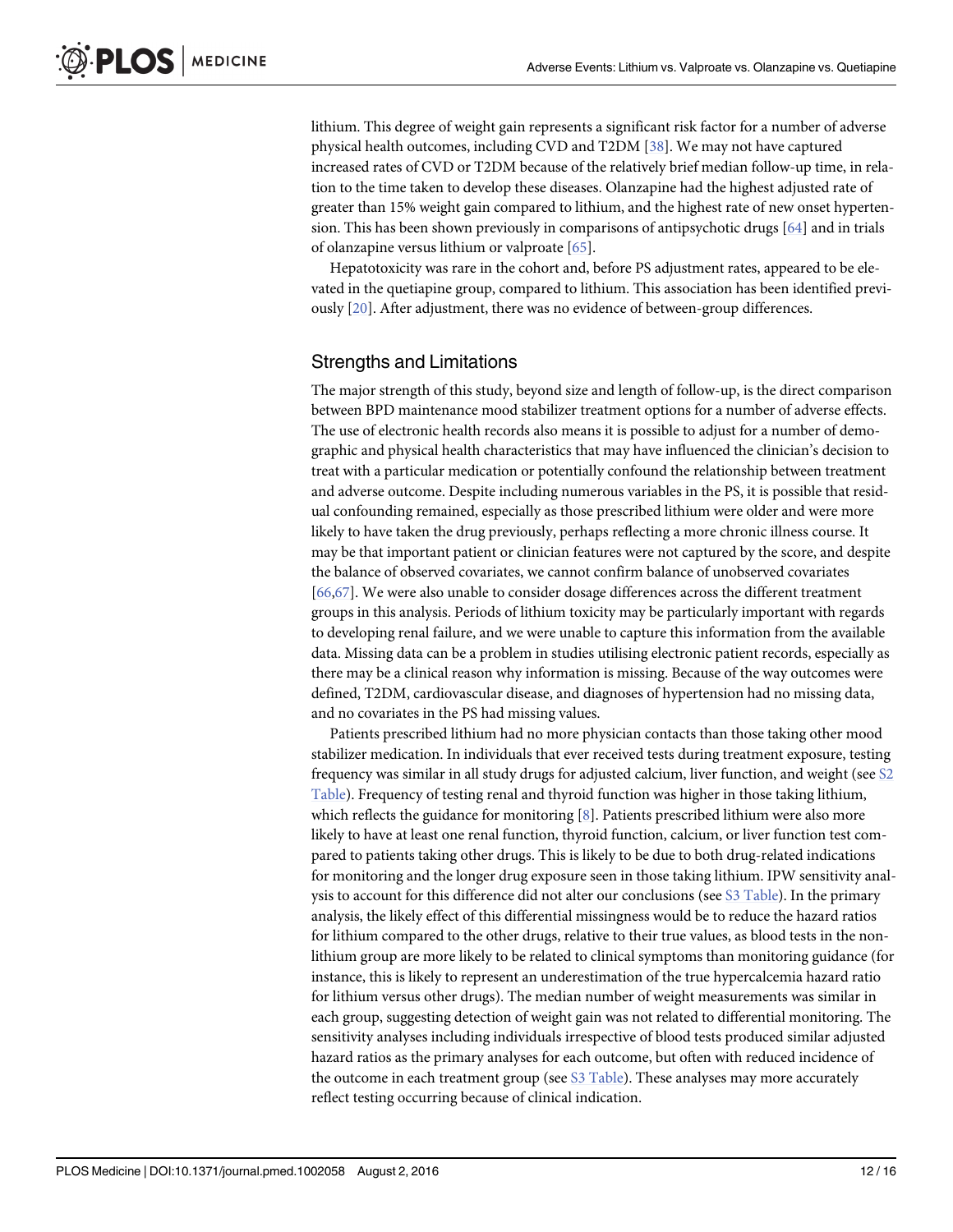lithium. This degree of weight gain represents a significant risk factor for a number of adverse physical health outcomes, including CVD and T2DM [38]. We may not have captured increased rates of CVD or T2DM because of the relatively brief median follow-up time, in relation to the time taken to develop these diseases. Olanzapine had the highest adjusted rate of greater than 15% weight gain compared to lithium, and the highest rate of new onset hypertension. This has been shown previously in comparisons of antipsychotic drugs [64] and in trials of olanzapine versus lithium or valproate [65].

Hepatotoxicity was rare in the cohort and, before PS adjustment rates, appeared to be elevated in the quetiapine group, compared to lithium. This association has been identified previously [20]. After adjustment, there was no evidence of between-group differences.

## Strengths and Limitations

The major strength of this study, beyond size and length of follow-up, is the direct comparison between BPD maintenance mood stabilizer treatment options for a number of adverse effects. The use of electronic health records also means it is possible to adjust for a number of demographic and physical health characteristics that may have influenced the clinician's decision to treat with a particular medication or potentially confound the relationship between treatment and adverse outcome. Despite including numerous variables in the PS, it is possible that residual confounding remained, especially as those prescribed lithium were older and were more likely to have taken the drug previously, perhaps reflecting a more chronic illness course. It may be that important patient or clinician features were not captured by the score, and despite the balance of observed covariates, we cannot confirm balance of unobserved covariates [66,67]. We were also unable to consider dosage differences across the different treatment groups in this analysis. Periods of lithium toxicity may be particularly important with regards to developing renal failure, and we were unable to capture this information from the available data. Missing data can be a problem in studies utilising electronic patient records, especially as there may be a clinical reason why information is missing. Because of the way outcomes were defined, T2DM, cardiovascular disease, and diagnoses of hypertension had no missing data, and no covariates in the PS had missing values.

Patients prescribed lithium had no more physician contacts than those taking other mood stabilizer medication. In individuals that ever received tests during treatment exposure, testing frequency was similar in all study drugs for adjusted calcium, liver function, and weight (see S2 Table). Frequency of testing renal and thyroid function was higher in those taking lithium, which reflects the guidance for monitoring [8]. Patients prescribed lithium were also more likely to have at least one renal function, thyroid function, calcium, or liver function test compared to patients taking other drugs. This is likely to be due to both drug-related indications for monitoring and the longer drug exposure seen in those taking lithium. IPW sensitivity analysis to account for this difference did not alter our conclusions (see S3 Table). In the primary analysis, the likely effect of this differential missingness would be to reduce the hazard ratios for lithium compared to the other drugs, relative to their true values, as blood tests in the non-lithium group are more likely to be related to clinical symptoms than monitoring guidance (for instance, this is likely to represent an underestimation of the true hypercalcemia hazard ratio for lithium versus other drugs). The median number of weight measurements was similar in each group, suggesting detection of weight gain was not related to differential monitoring. The sensitivity analyses including individuals irrespective of blood tests produced similar adjusted hazard ratios as the primary analyses for each outcome, but often with reduced incidence of the outcome in each treatment group (see S3 Table). These analyses may more accurately reflect testing occurring because of clinical indication.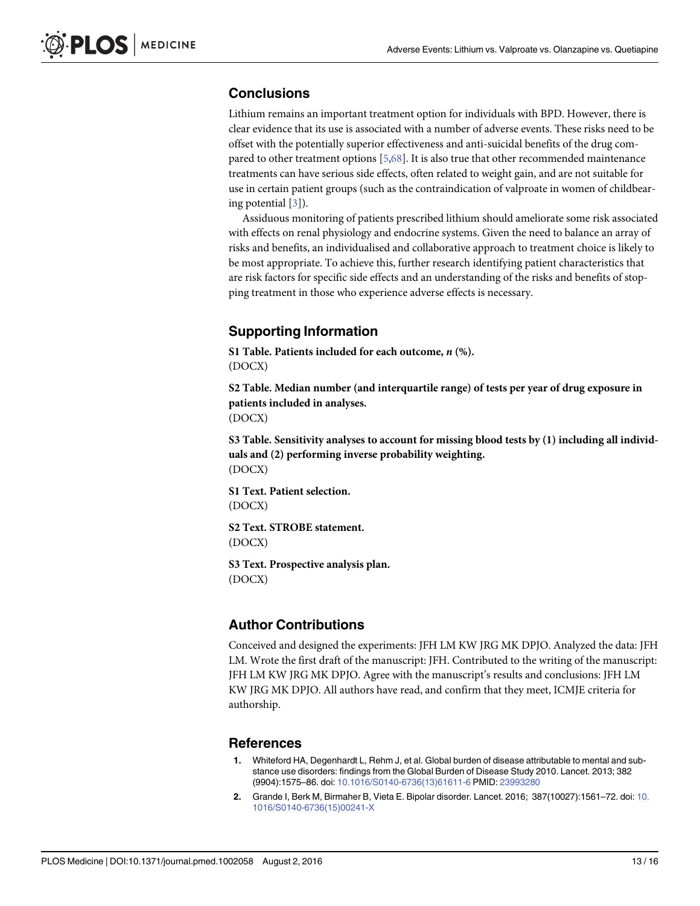## Conclusions

Lithium remains an important treatment option for individuals with BPD. However, there is clear evidence that its use is associated with a number of adverse events. These risks need to be offset with the potentially superior effectiveness and anti-suicidal benefits of the drug compared to other treatment options [5,68]. It is also true that other recommended maintenance treatments can have serious side effects, often related to weight gain, and are not suitable for use in certain patient groups (such as the contraindication of valproate in women of childbearing potential [3]).

Assiduous monitoring of patients prescribed lithium should ameliorate some risk associated with effects on renal physiology and endocrine systems. Given the need to balance an array of risks and benefits, an individualised and collaborative approach to treatment choice is likely to be most appropriate. To achieve this, further research identifying patient characteristics that are risk factors for specific side effects and an understanding of the risks and benefits of stopping treatment in those who experience adverse effects is necessary.

## Supporting Information

**S1 Table. Patients included for each outcome, *n* (%).**
(DOCX)

**S2 Table. Median number (and interquartile range) of tests per year of drug exposure in patients included in analyses.**
(DOCX)

**S3 Table. Sensitivity analyses to account for missing blood tests by (1) including all individuals and (2) performing inverse probability weighting.**
(DOCX)

**S1 Text. Patient selection.**
(DOCX)

**S2 Text. STROBE statement.**
(DOCX)

**S3 Text. Prospective analysis plan.**
(DOCX)

## Author Contributions

Conceived and designed the experiments: JFH LM KW JRG MK DPJO. Analyzed the data: JFH LM. Wrote the first draft of the manuscript: JFH. Contributed to the writing of the manuscript: JFH LM KW JRG MK DPJO. Agree with the manuscript's results and conclusions: JFH LM KW JRG MK DPJO. All authors have read, and confirm that they meet, ICMJE criteria for authorship.

## References

1. Whiteford HA, Degenhardt L, Rehm J, et al. Global burden of disease attributable to mental and substance use disorders: findings from the Global Burden of Disease Study 2010. Lancet. 2013; 382 (9904):1575–86. doi: 10.1016/S0140-6736(13)61611-6 PMID: 23993280
2. Grande I, Berk M, Birmaher B, Vieta E. Bipolar disorder. Lancet. 2016; 387(10027):1561–72. doi: 10.1016/S0140-6736(15)00241-X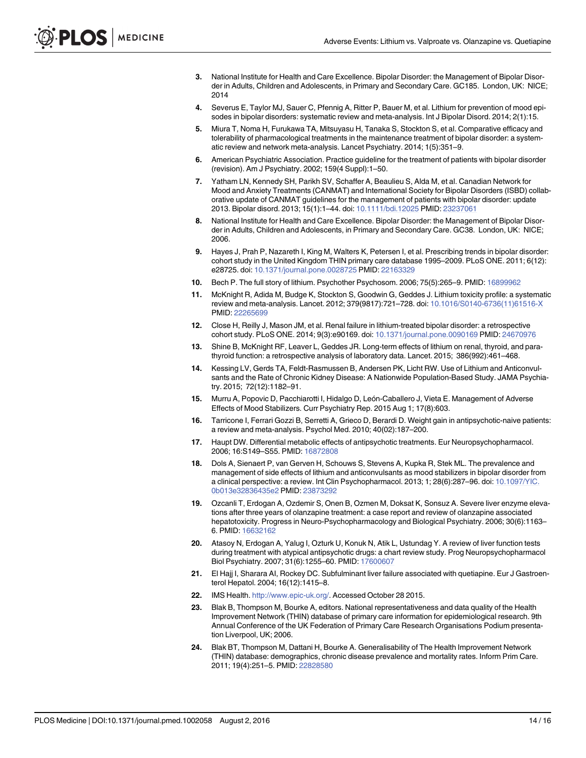3. National Institute for Health and Care Excellence. Bipolar Disorder: the Management of Bipolar Disorder in Adults, Children and Adolescents, in Primary and Secondary Care. GC185. London, UK: NICE; 2014
4. Severus E, Taylor MJ, Sauer C, Pfennig A, Ritter P, Bauer M, et al. Lithium for prevention of mood episodes in bipolar disorders: systematic review and meta-analysis. Int J Bipolar Disord. 2014; 2(1):15.
5. Miura T, Noma H, Furukawa TA, Mitsuyasu H, Tanaka S, Stockton S, et al. Comparative efficacy and tolerability of pharmacological treatments in the maintenance treatment of bipolar disorder: a systematic review and network meta-analysis. Lancet Psychiatry. 2014; 1(5):351–9.
6. American Psychiatric Association. Practice guideline for the treatment of patients with bipolar disorder (revision). Am J Psychiatry. 2002; 159(4 Suppl):1–50.
7. Yatham LN, Kennedy SH, Parikh SV, Schaffer A, Beaulieu S, Alda M, et al. Canadian Network for Mood and Anxiety Treatments (CANMAT) and International Society for Bipolar Disorders (ISBD) collaborative update of CANMAT guidelines for the management of patients with bipolar disorder: update 2013. Bipolar disord. 2013; 15(1):1–44. doi: 10.1111/bdi.12025 PMID: 23237061
8. National Institute for Health and Care Excellence. Bipolar Disorder: the Management of Bipolar Disorder in Adults, Children and Adolescents, in Primary and Secondary Care. GC38. London, UK: NICE; 2006.
9. Hayes J, Prah P, Nazareth I, King M, Walters K, Petersen I, et al. Prescribing trends in bipolar disorder: cohort study in the United Kingdom THIN primary care database 1995–2009. PLoS ONE. 2011; 6(12): e28725. doi: 10.1371/journal.pone.0028725 PMID: 22163329
10. Bech P. The full story of lithium. Psychother Psychosom. 2006; 75(5):265–9. PMID: 16899962
11. McKnight R, Adida M, Budge K, Stockton S, Goodwin G, Geddes J. Lithium toxicity profile: a systematic review and meta-analysis. Lancet. 2012; 379(9817):721–728. doi: 10.1016/S0140-6736(11)61516-X PMID: 22265699
12. Close H, Reilly J, Mason JM, et al. Renal failure in lithium-treated bipolar disorder: a retrospective cohort study. PLoS ONE. 2014; 9(3):e90169. doi: 10.1371/journal.pone.0090169 PMID: 24670976
13. Shine B, McKnight RF, Leaver L, Geddes JR. Long-term effects of lithium on renal, thyroid, and parathyroid function: a retrospective analysis of laboratory data. Lancet. 2015; 386(992):461–468.
14. Kessing LV, Gerds TA, Feldt-Rasmussen B, Andersen PK, Licht RW. Use of Lithium and Anticonvulsants and the Rate of Chronic Kidney Disease: A Nationwide Population-Based Study. JAMA Psychiatry. 2015; 72(12):1182–91.
15. Murru A, Popovic D, Pacchiarotti I, Hidalgo D, León-Caballero J, Vieta E. Management of Adverse Effects of Mood Stabilizers. Curr Psychiatry Rep. 2015 Aug 1; 17(8):603.
16. Tarricone I, Ferrari Gozzi B, Serretti A, Grieco D, Berardi D. Weight gain in antipsychotic-naive patients: a review and meta-analysis. Psychol Med. 2010; 40(02):187–200.
17. Haupt DW. Differential metabolic effects of antipsychotic treatments. Eur Neuropsychopharmacol. 2006; 16:S149–S55. PMID: 16872808
18. Dols A, Sienaert P, van Gerven H, Schouws S, Stevens A, Kupka R, Stek ML. The prevalence and management of side effects of lithium and anticonvulsants as mood stabilizers in bipolar disorder from a clinical perspective: a review. Int Clin Psychopharmacol. 2013; 1; 28(6):287–96. doi: 10.1097/YIC.0b013e32836435e2 PMID: 23873292
19. Ozcanli T, Erdogan A, Ozdemir S, Onen B, Ozmen M, Doksat K, Sonsuz A. Severe liver enzyme elevations after three years of olanzapine treatment: a case report and review of olanzapine associated hepatotoxicity. Progress in Neuro-Psychopharmacology and Biological Psychiatry. 2006; 30(6):1163–6. PMID: 16632162
20. Atasoy N, Erdogan A, Yalug I, Ozturk U, Konuk N, Atik L, Ustundag Y. A review of liver function tests during treatment with atypical antipsychotic drugs: a chart review study. Prog Neuropsychopharmacol Biol Psychiatry. 2007; 31(6):1255–60. PMID: 17600607
21. El Hajj I, Sharara AI, Rockey DC. Subfulminant liver failure associated with quetiapine. Eur J Gastroenterol Hepatol. 2004; 16(12):1415–8.
22. IMS Health. http://www.epic-uk.org/. Accessed October 28 2015.
23. Blak B, Thompson M, Bourke A, editors. National representativeness and data quality of the Health Improvement Network (THIN) database of primary care information for epidemiological research. 9th Annual Conference of the UK Federation of Primary Care Research Organisations Podium presentation Liverpool, UK; 2006.
24. Blak BT, Thompson M, Dattani H, Bourke A. Generalisability of The Health Improvement Network (THIN) database: demographics, chronic disease prevalence and mortality rates. Inform Prim Care. 2011; 19(4):251–5. PMID: 22828580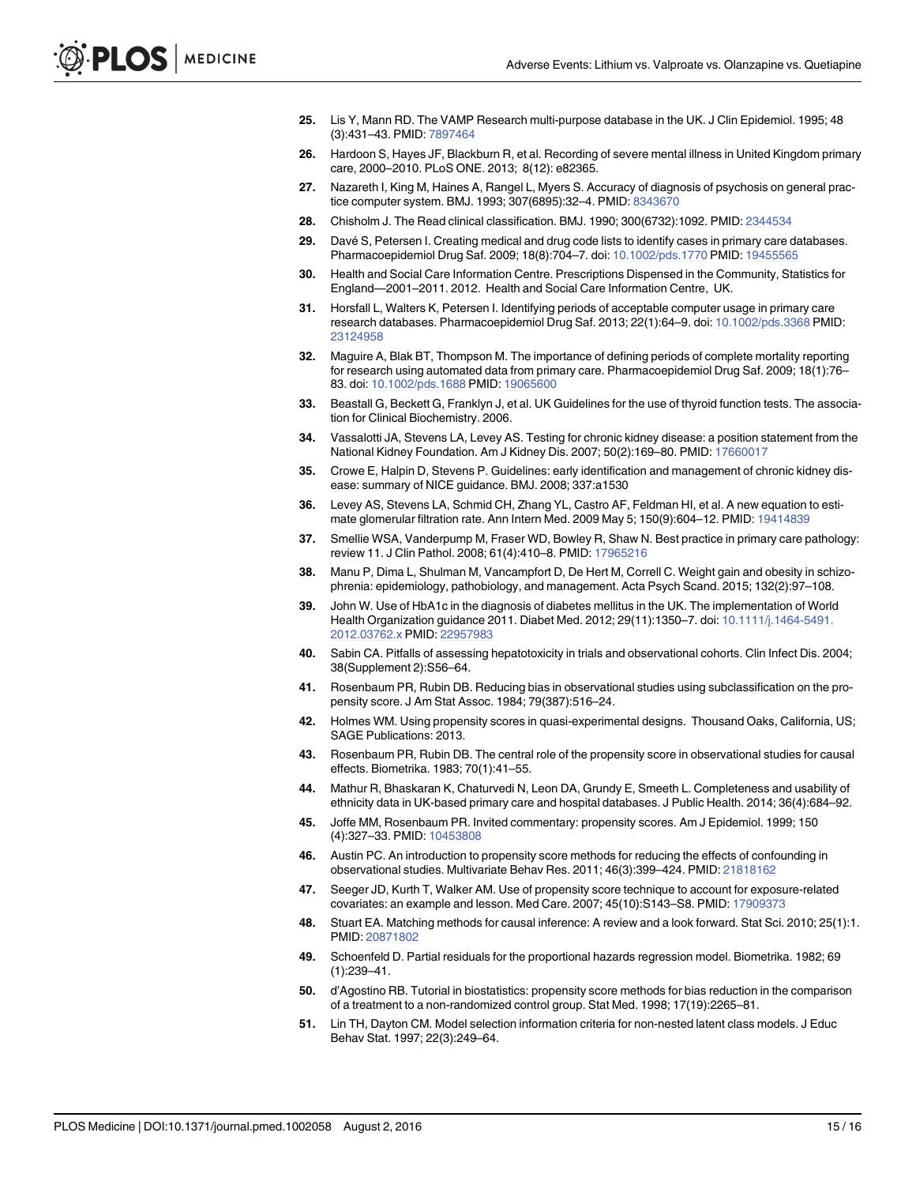25. Lis Y, Mann RD. The VAMP Research multi-purpose database in the UK. J Clin Epidemiol. 1995; 48 (3):431–43. PMID: 7897464
26. Hardoon S, Hayes JF, Blackburn R, et al. Recording of severe mental illness in United Kingdom primary care, 2000–2010. PLoS ONE. 2013; 8(12): e82365.
27. Nazareth I, King M, Haines A, Rangel L, Myers S. Accuracy of diagnosis of psychosis on general practice computer system. BMJ. 1993; 307(6895):32–4. PMID: 8343670
28. Chisholm J. The Read clinical classification. BMJ. 1990; 300(6732):1092. PMID: 2344534
29. Davé S, Petersen I. Creating medical and drug code lists to identify cases in primary care databases. Pharmacoepidemiol Drug Saf. 2009; 18(8):704–7. doi: 10.1002/pds.1770 PMID: 19455565
30. Health and Social Care Information Centre. Prescriptions Dispensed in the Community, Statistics for England—2001–2011. 2012. Health and Social Care Information Centre, UK.
31. Horsfall L, Walters K, Petersen I. Identifying periods of acceptable computer usage in primary care research databases. Pharmacoepidemiol Drug Saf. 2013; 22(1):64–9. doi: 10.1002/pds.3368 PMID: 23124958
32. Maguire A, Blak BT, Thompson M. The importance of defining periods of complete mortality reporting for research using automated data from primary care. Pharmacoepidemiol Drug Saf. 2009; 18(1):76–83. doi: 10.1002/pds.1688 PMID: 19065600
33. Beastall G, Beckett G, Franklyn J, et al. UK Guidelines for the use of thyroid function tests. The association for Clinical Biochemistry. 2006.
34. Vassalotti JA, Stevens LA, Levey AS. Testing for chronic kidney disease: a position statement from the National Kidney Foundation. Am J Kidney Dis. 2007; 50(2):169–80. PMID: 17660017
35. Crowe E, Halpin D, Stevens P. Guidelines: early identification and management of chronic kidney disease: summary of NICE guidance. BMJ. 2008; 337:a1530
36. Levey AS, Stevens LA, Schmid CH, Zhang YL, Castro AF, Feldman HI, et al. A new equation to estimate glomerular filtration rate. Ann Intern Med. 2009 May 5; 150(9):604–12. PMID: 19414839
37. Smellie WSA, Vanderpump M, Fraser WD, Bowley R, Shaw N. Best practice in primary care pathology: review 11. J Clin Pathol. 2008; 61(4):410–8. PMID: 17965216
38. Manu P, Dima L, Shulman M, Vancampfort D, De Hert M, Correll C. Weight gain and obesity in schizophrenia: epidemiology, pathobiology, and management. Acta Psych Scand. 2015; 132(2):97–108.
39. John W. Use of HbA1c in the diagnosis of diabetes mellitus in the UK. The implementation of World Health Organization guidance 2011. Diabet Med. 2012; 29(11):1350–7. doi: 10.1111/j.1464-5491.2012.03762.x PMID: 22957983
40. Sabin CA. Pitfalls of assessing hepatotoxicity in trials and observational cohorts. Clin Infect Dis. 2004; 38(Supplement 2):S56–64.
41. Rosenbaum PR, Rubin DB. Reducing bias in observational studies using subclassification on the propensity score. J Am Stat Assoc. 1984; 79(387):516–24.
42. Holmes WM. Using propensity scores in quasi-experimental designs. Thousand Oaks, California, US; SAGE Publications: 2013.
43. Rosenbaum PR, Rubin DB. The central role of the propensity score in observational studies for causal effects. Biometrika. 1983; 70(1):41–55.
44. Mathur R, Bhaskaran K, Chaturvedi N, Leon DA, Grundy E, Smeeth L. Completeness and usability of ethnicity data in UK-based primary care and hospital databases. J Public Health. 2014; 36(4):684–92.
45. Joffe MM, Rosenbaum PR. Invited commentary: propensity scores. Am J Epidemiol. 1999; 150 (4):327–33. PMID: 10453808
46. Austin PC. An introduction to propensity score methods for reducing the effects of confounding in observational studies. Multivariate Behav Res. 2011; 46(3):399–424. PMID: 21818162
47. Seeger JD, Kurth T, Walker AM. Use of propensity score technique to account for exposure-related covariates: an example and lesson. Med Care. 2007; 45(10):S143–S8. PMID: 17909373
48. Stuart EA. Matching methods for causal inference: A review and a look forward. Stat Sci. 2010; 25(1):1. PMID: 20871802
49. Schoenfeld D. Partial residuals for the proportional hazards regression model. Biometrika. 1982; 69 (1):239–41.
50. d'Agostino RB. Tutorial in biostatistics: propensity score methods for bias reduction in the comparison of a treatment to a non-randomized control group. Stat Med. 1998; 17(19):2265–81.
51. Lin TH, Dayton CM. Model selection information criteria for non-nested latent class models. J Educ Behav Stat. 1997; 22(3):249–64.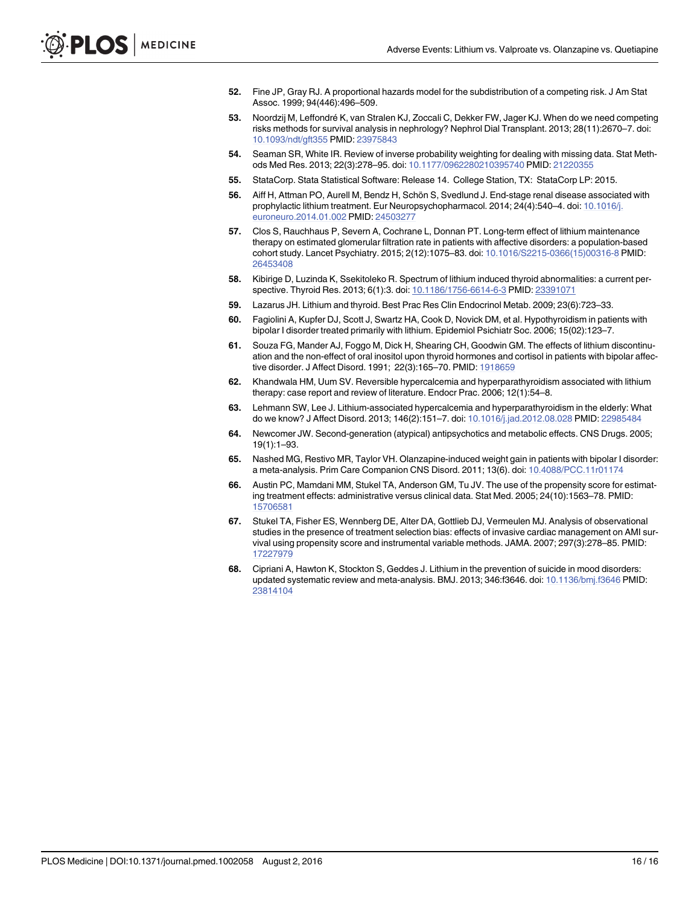52. Fine JP, Gray RJ. A proportional hazards model for the subdistribution of a competing risk. J Am Stat Assoc. 1999; 94(446):496–509.
53. Noordzij M, Leffondré K, van Stralen KJ, Zoccali C, Dekker FW, Jager KJ. When do we need competing risks methods for survival analysis in nephrology? Nephrol Dial Transplant. 2013; 28(11):2670–7. doi: 10.1093/ndt/gft355 PMID: 23975843
54. Seaman SR, White IR. Review of inverse probability weighting for dealing with missing data. Stat Methods Med Res. 2013; 22(3):278–95. doi: 10.1177/0962280210395740 PMID: 21220355
55. StataCorp. Stata Statistical Software: Release 14. College Station, TX: StataCorp LP: 2015.
56. Aiff H, Attman PO, Aurell M, Bendz H, Schön S, Svedlund J. End-stage renal disease associated with prophylactic lithium treatment. Eur Neuropsychopharmacol. 2014; 24(4):540–4. doi: 10.1016/j.euroneuro.2014.01.002 PMID: 24503277
57. Clos S, Rauchhaus P, Severn A, Cochrane L, Donnan PT. Long-term effect of lithium maintenance therapy on estimated glomerular filtration rate in patients with affective disorders: a population-based cohort study. Lancet Psychiatry. 2015; 2(12):1075–83. doi: 10.1016/S2215-0366(15)00316-8 PMID: 26453408
58. Kibirige D, Luzinda K, Ssekitoleko R. Spectrum of lithium induced thyroid abnormalities: a current perspective. Thyroid Res. 2013; 6(1):3. doi: 10.1186/1756-6614-6-3 PMID: 23391071
59. Lazarus JH. Lithium and thyroid. Best Prac Res Clin Endocrinol Metab. 2009; 23(6):723–33.
60. Fagiolini A, Kupfer DJ, Scott J, Swartz HA, Cook D, Novick DM, et al. Hypothyroidism in patients with bipolar I disorder treated primarily with lithium. Epidemiol Psichiatr Soc. 2006; 15(02):123–7.
61. Souza FG, Mander AJ, Foggo M, Dick H, Shearing CH, Goodwin GM. The effects of lithium discontinuation and the non-effect of oral inositol upon thyroid hormones and cortisol in patients with bipolar affective disorder. J Affect Disord. 1991; 22(3):165–70. PMID: 1918659
62. Khandwala HM, Uum SV. Reversible hypercalcemia and hyperparathyroidism associated with lithium therapy: case report and review of literature. Endocr Prac. 2006; 12(1):54–8.
63. Lehmann SW, Lee J. Lithium-associated hypercalcemia and hyperparathyroidism in the elderly: What do we know? J Affect Disord. 2013; 146(2):151–7. doi: 10.1016/j.jad.2012.08.028 PMID: 22985484
64. Newcomer JW. Second-generation (atypical) antipsychotics and metabolic effects. CNS Drugs. 2005; 19(1):1–93.
65. Nashed MG, Restivo MR, Taylor VH. Olanzapine-induced weight gain in patients with bipolar I disorder: a meta-analysis. Prim Care Companion CNS Disord. 2011; 13(6). doi: 10.4088/PCC.11r01174
66. Austin PC, Mamdani MM, Stukel TA, Anderson GM, Tu JV. The use of the propensity score for estimating treatment effects: administrative versus clinical data. Stat Med. 2005; 24(10):1563–78. PMID: 15706581
67. Stukel TA, Fisher ES, Wennberg DE, Alter DA, Gottlieb DJ, Vermeulen MJ. Analysis of observational studies in the presence of treatment selection bias: effects of invasive cardiac management on AMI survival using propensity score and instrumental variable methods. JAMA. 2007; 297(3):278–85. PMID: 17227979
68. Cipriani A, Hawton K, Stockton S, Geddes J. Lithium in the prevention of suicide in mood disorders: updated systematic review and meta-analysis. BMJ. 2013; 346:f3646. doi: 10.1136/bmj.f3646 PMID: 23814104